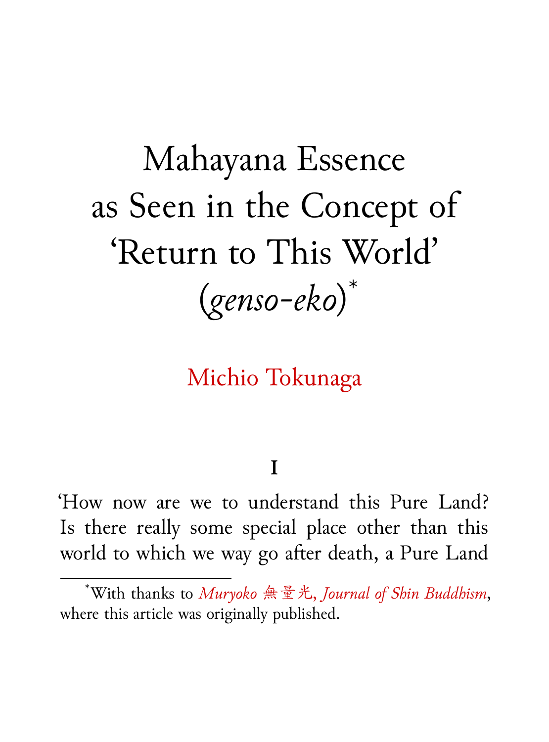# Mahayana Essence as Seen in the Concept of 'Return to This World' (*genso-eko*)[*]

Michio Tokunaga

## I

'How now are we to understand this Pure Land? Is there really some special place other than this world to which we way go after death, a Pure Land

[*] With thanks to *Muryoko 無量光*, *Journal of Shin Buddhism*, where this article was originally published.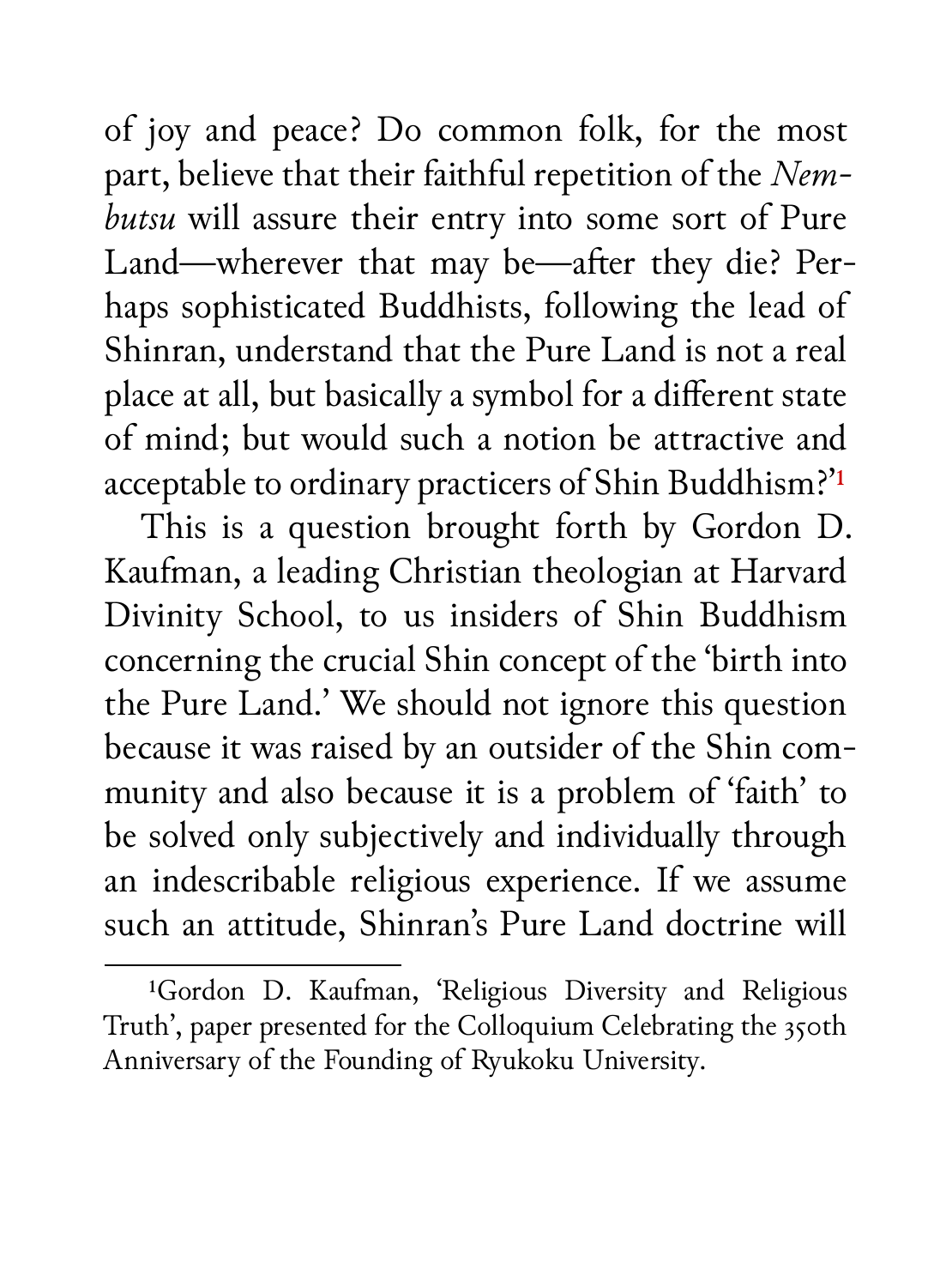of joy and peace? Do common folk, for the most part, believe that their faithful repetition of the *Nembutsu* will assure their entry into some sort of Pure Land—wherever that may be—after they die? Perhaps sophisticated Buddhists, following the lead of Shinran, understand that the Pure Land is not a real place at all, but basically a symbol for a different state of mind; but would such a notion be attractive and acceptable to ordinary practicers of Shin Buddhism?'[1]

This is a question brought forth by Gordon D. Kaufman, a leading Christian theologian at Harvard Divinity School, to us insiders of Shin Buddhism concerning the crucial Shin concept of the 'birth into the Pure Land.' We should not ignore this question because it was raised by an outsider of the Shin community and also because it is a problem of 'faith' to be solved only subjectively and individually through an indescribable religious experience. If we assume such an attitude, Shinran's Pure Land doctrine will

---

[1] Gordon D. Kaufman, 'Religious Diversity and Religious Truth', paper presented for the Colloquium Celebrating the 350th Anniversary of the Founding of Ryukoku University.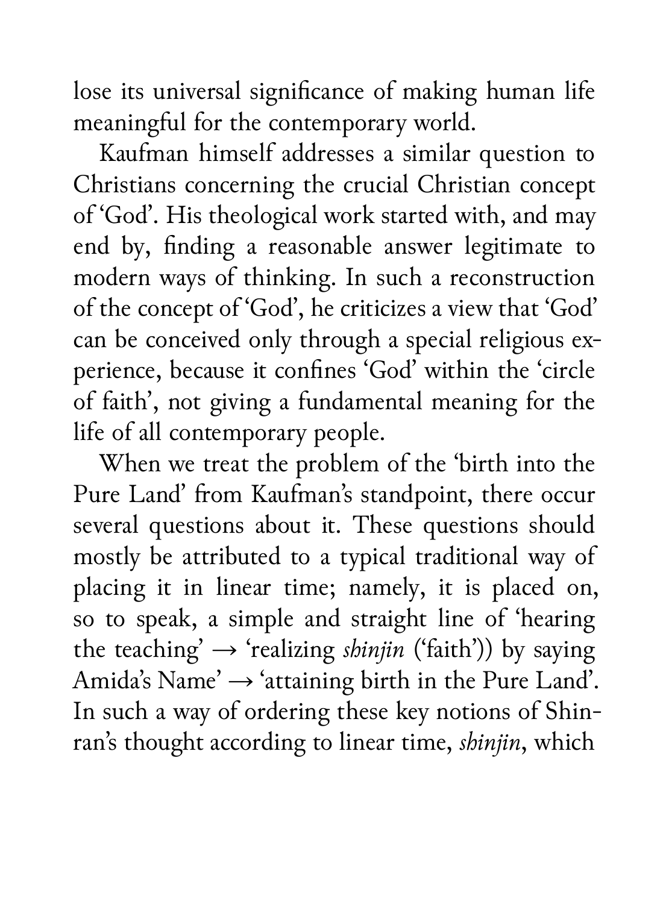lose its universal significance of making human life meaningful for the contemporary world.

Kaufman himself addresses a similar question to Christians concerning the crucial Christian concept of 'God'. His theological work started with, and may end by, finding a reasonable answer legitimate to modern ways of thinking. In such a reconstruction of the concept of 'God', he criticizes a view that 'God' can be conceived only through a special religious experience, because it confines 'God' within the 'circle of faith', not giving a fundamental meaning for the life of all contemporary people.

When we treat the problem of the 'birth into the Pure Land' from Kaufman's standpoint, there occur several questions about it. These questions should mostly be attributed to a typical traditional way of placing it in linear time; namely, it is placed on, so to speak, a simple and straight line of 'hearing the teaching' → 'realizing *shinjin* ('faith')) by saying Amida's Name' → 'attaining birth in the Pure Land'. In such a way of ordering these key notions of Shinran's thought according to linear time, *shinjin*, which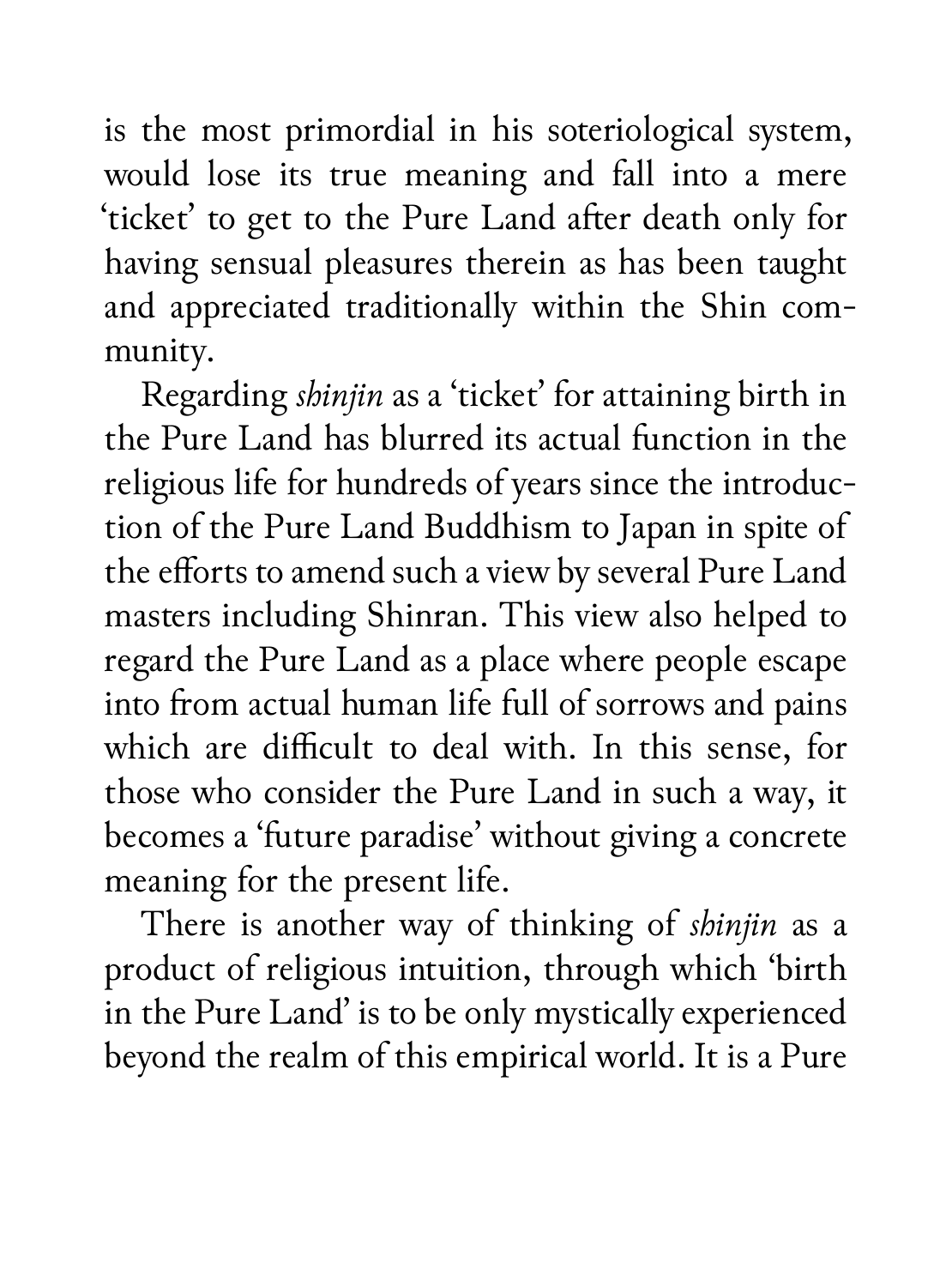is the most primordial in his soteriological system, would lose its true meaning and fall into a mere 'ticket' to get to the Pure Land after death only for having sensual pleasures therein as has been taught and appreciated traditionally within the Shin community.

Regarding *shinjin* as a 'ticket' for attaining birth in the Pure Land has blurred its actual function in the religious life for hundreds of years since the introduction of the Pure Land Buddhism to Japan in spite of the efforts to amend such a view by several Pure Land masters including Shinran. This view also helped to regard the Pure Land as a place where people escape into from actual human life full of sorrows and pains which are difficult to deal with. In this sense, for those who consider the Pure Land in such a way, it becomes a 'future paradise' without giving a concrete meaning for the present life.

There is another way of thinking of *shinjin* as a product of religious intuition, through which 'birth in the Pure Land' is to be only mystically experienced beyond the realm of this empirical world. It is a Pure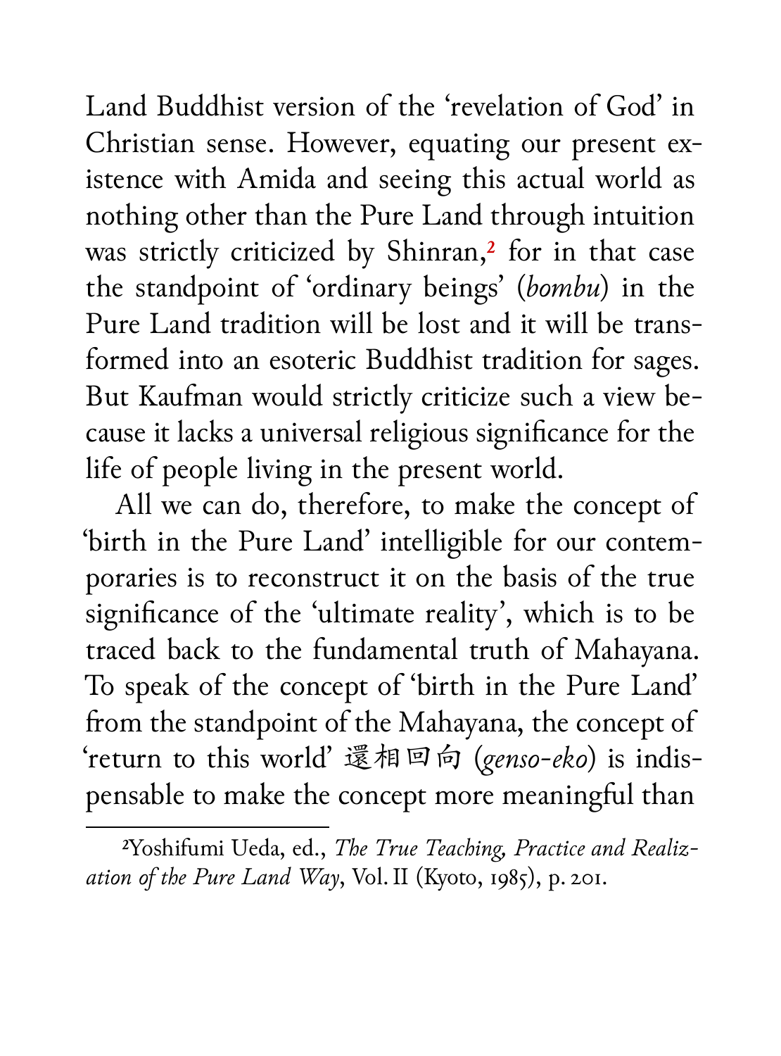Land Buddhist version of the 'revelation of God' in Christian sense. However, equating our present existence with Amida and seeing this actual world as nothing other than the Pure Land through intuition was strictly criticized by Shinran,[2] for in that case the standpoint of 'ordinary beings' (*bombu*) in the Pure Land tradition will be lost and it will be transformed into an esoteric Buddhist tradition for sages. But Kaufman would strictly criticize such a view because it lacks a universal religious significance for the life of people living in the present world.

All we can do, therefore, to make the concept of 'birth in the Pure Land' intelligible for our contemporaries is to reconstruct it on the basis of the true significance of the 'ultimate reality', which is to be traced back to the fundamental truth of Mahayana. To speak of the concept of 'birth in the Pure Land' from the standpoint of the Mahayana, the concept of 'return to this world' 還相回向 (*genso-eko*) is indispensable to make the concept more meaningful than

---

[2]Yoshifumi Ueda, ed., *The True Teaching, Practice and Realization of the Pure Land Way*, Vol. II (Kyoto, 1985), p. 201.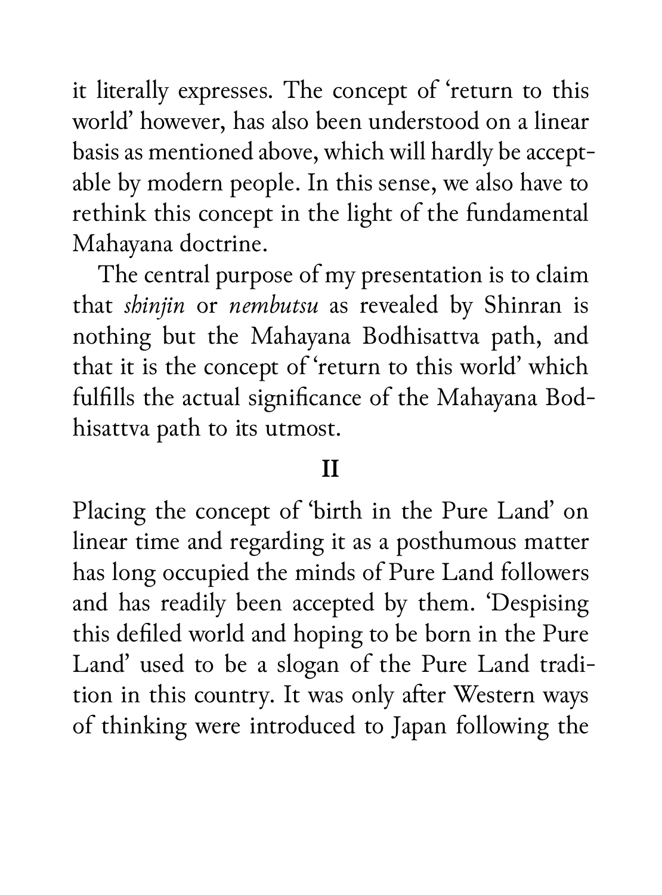it literally expresses. The concept of 'return to this world' however, has also been understood on a linear basis as mentioned above, which will hardly be acceptable by modern people. In this sense, we also have to rethink this concept in the light of the fundamental Mahayana doctrine.

The central purpose of my presentation is to claim that *shinjin* or *nembutsu* as revealed by Shinran is nothing but the Mahayana Bodhisattva path, and that it is the concept of 'return to this world' which fulfills the actual significance of the Mahayana Bodhisattva path to its utmost.

## II

Placing the concept of 'birth in the Pure Land' on linear time and regarding it as a posthumous matter has long occupied the minds of Pure Land followers and has readily been accepted by them. 'Despising this defiled world and hoping to be born in the Pure Land' used to be a slogan of the Pure Land tradition in this country. It was only after Western ways of thinking were introduced to Japan following the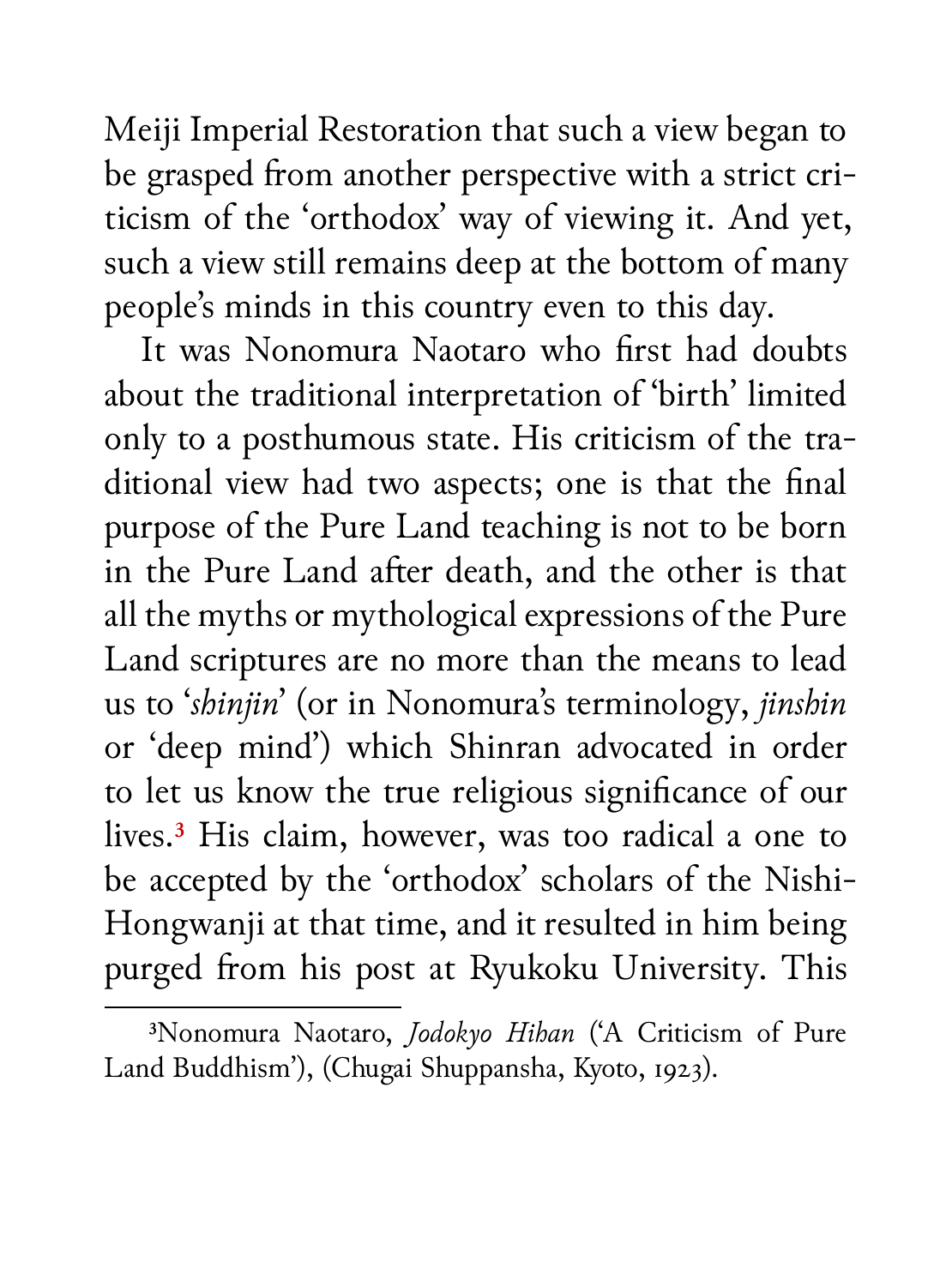Meiji Imperial Restoration that such a view began to be grasped from another perspective with a strict criticism of the 'orthodox' way of viewing it. And yet, such a view still remains deep at the bottom of many people's minds in this country even to this day.

It was Nonomura Naotaro who first had doubts about the traditional interpretation of 'birth' limited only to a posthumous state. His criticism of the traditional view had two aspects; one is that the final purpose of the Pure Land teaching is not to be born in the Pure Land after death, and the other is that all the myths or mythological expressions of the Pure Land scriptures are no more than the means to lead us to '*shinjin*' (or in Nonomura's terminology, *jinshin* or 'deep mind') which Shinran advocated in order to let us know the true religious significance of our lives.[3] His claim, however, was too radical a one to be accepted by the 'orthodox' scholars of the Nishi-Hongwanji at that time, and it resulted in him being purged from his post at Ryukoku University. This

[3] Nonomura Naotaro, *Jodokyo Hihan* ('A Criticism of Pure Land Buddhism'), (Chugai Shuppansha, Kyoto, 1923).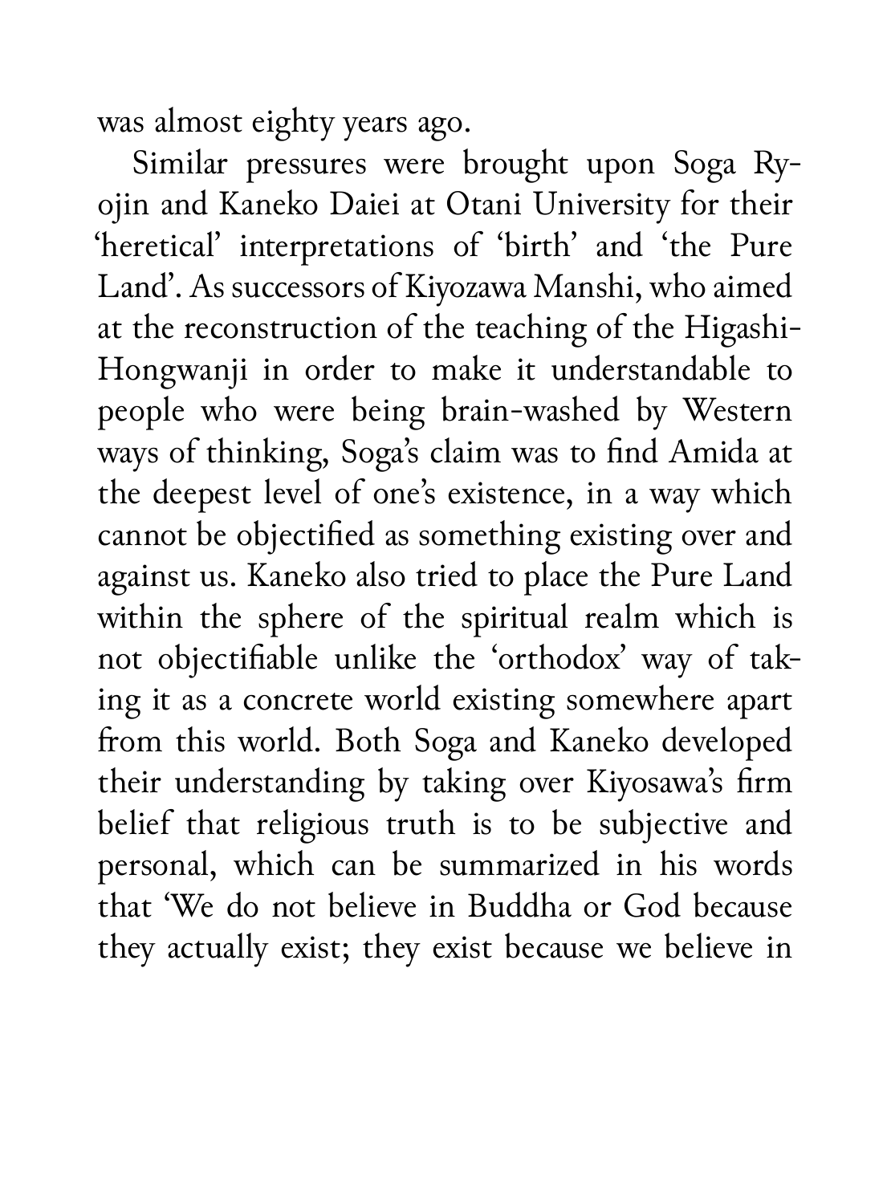was almost eighty years ago.

Similar pressures were brought upon Soga Ryojin and Kaneko Daiei at Otani University for their 'heretical' interpretations of 'birth' and 'the Pure Land'. As successors of Kiyozawa Manshi, who aimed at the reconstruction of the teaching of the Higashi-Hongwanji in order to make it understandable to people who were being brain-washed by Western ways of thinking, Soga's claim was to find Amida at the deepest level of one's existence, in a way which cannot be objectified as something existing over and against us. Kaneko also tried to place the Pure Land within the sphere of the spiritual realm which is not objectifiable unlike the 'orthodox' way of taking it as a concrete world existing somewhere apart from this world. Both Soga and Kaneko developed their understanding by taking over Kiyosawa's firm belief that religious truth is to be subjective and personal, which can be summarized in his words that 'We do not believe in Buddha or God because they actually exist; they exist because we believe in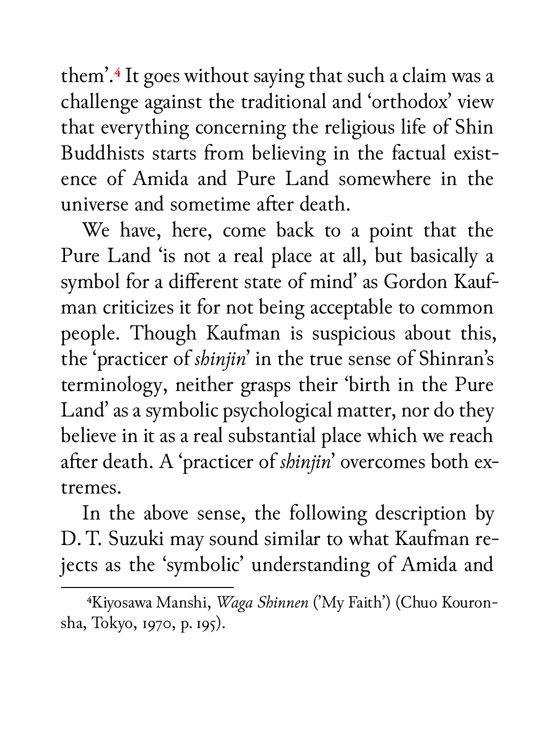them'.[4] It goes without saying that such a claim was a challenge against the traditional and 'orthodox' view that everything concerning the religious life of Shin Buddhists starts from believing in the factual existence of Amida and Pure Land somewhere in the universe and sometime after death.

We have, here, come back to a point that the Pure Land 'is not a real place at all, but basically a symbol for a different state of mind' as Gordon Kaufman criticizes it for not being acceptable to common people. Though Kaufman is suspicious about this, the 'practicer of *shinjin*' in the true sense of Shinran's terminology, neither grasps their 'birth in the Pure Land' as a symbolic psychological matter, nor do they believe in it as a real substantial place which we reach after death. A 'practicer of *shinjin*' overcomes both extremes.

In the above sense, the following description by D. T. Suzuki may sound similar to what Kaufman rejects as the 'symbolic' understanding of Amida and

---

[4] Kiyosawa Manshi, *Waga Shinnen* ('My Faith') (Chuo Kouronsha, Tokyo, 1970, p. 195).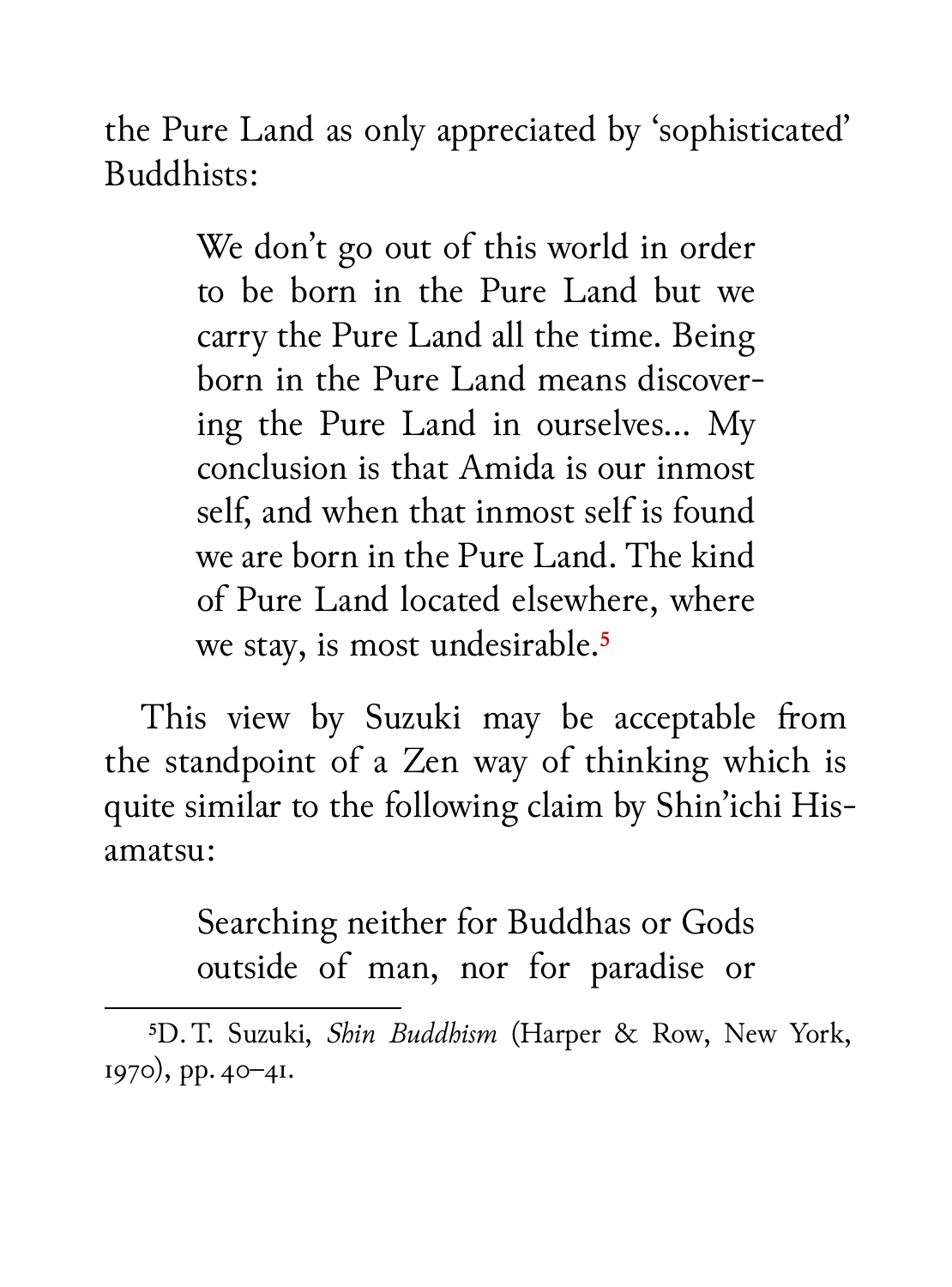the Pure Land as only appreciated by 'sophisticated' Buddhists:

> We don't go out of this world in order to be born in the Pure Land but we carry the Pure Land all the time. Being born in the Pure Land means discovering the Pure Land in ourselves... My conclusion is that Amida is our inmost self, and when that inmost self is found we are born in the Pure Land. The kind of Pure Land located elsewhere, where we stay, is most undesirable.[5]

This view by Suzuki may be acceptable from the standpoint of a Zen way of thinking which is quite similar to the following claim by Shin'ichi Hisamatsu:

> Searching neither for Buddhas or Gods outside of man, nor for paradise or

[5] D. T. Suzuki, *Shin Buddhism* (Harper & Row, New York, 1970), pp. 40–41.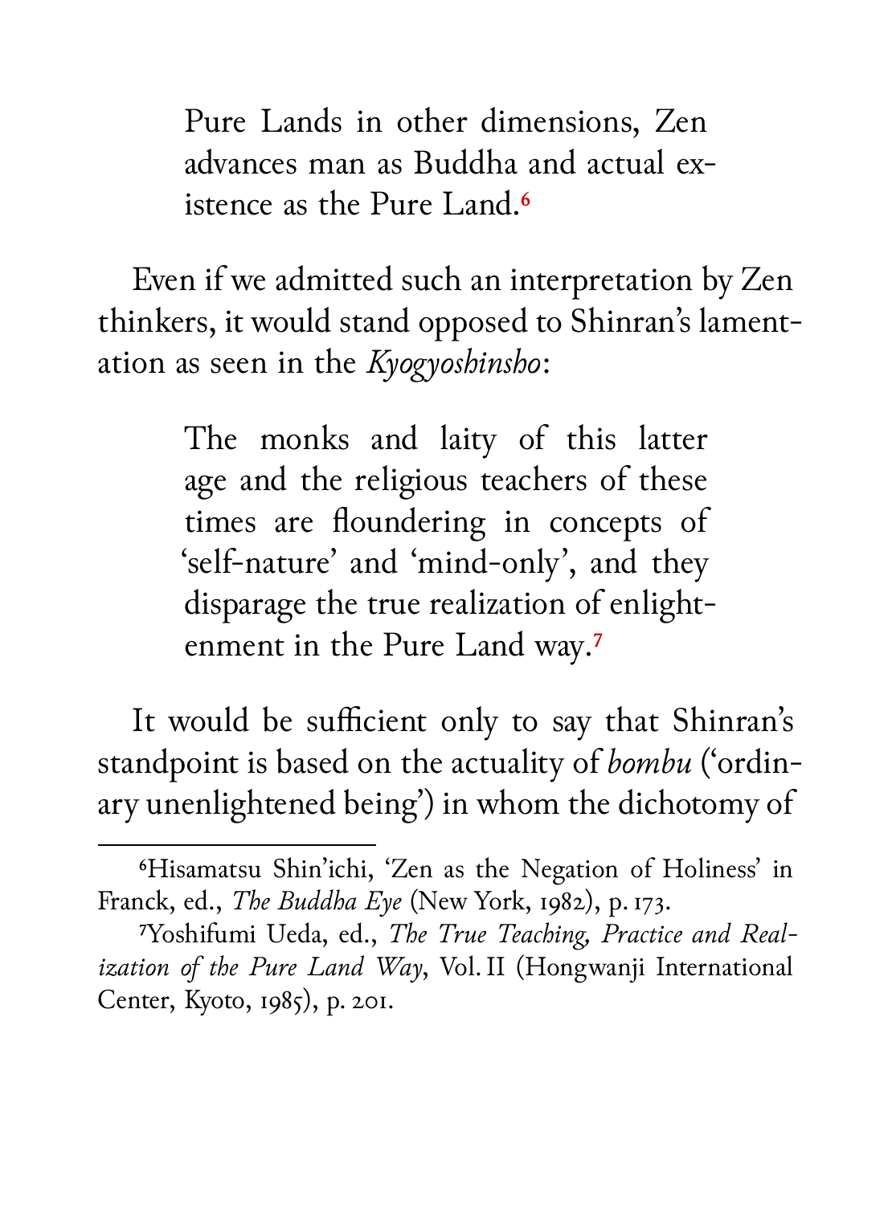> Pure Lands in other dimensions, Zen advances man as Buddha and actual existence as the Pure Land.[6]

Even if we admitted such an interpretation by Zen thinkers, it would stand opposed to Shinran's lamentation as seen in the *Kyogyoshinsho*:

> The monks and laity of this latter age and the religious teachers of these times are floundering in concepts of 'self-nature' and 'mind-only', and they disparage the true realization of enlightenment in the Pure Land way.[7]

It would be sufficient only to say that Shinran's standpoint is based on the actuality of *bombu* ('ordinary unenlightened being') in whom the dichotomy of

---

[6] Hisamatsu Shin'ichi, 'Zen as the Negation of Holiness' in Franck, ed., *The Buddha Eye* (New York, 1982), p. 173.

[7] Yoshifumi Ueda, ed., *The True Teaching, Practice and Realization of the Pure Land Way*, Vol. II (Hongwanji International Center, Kyoto, 1985), p. 201.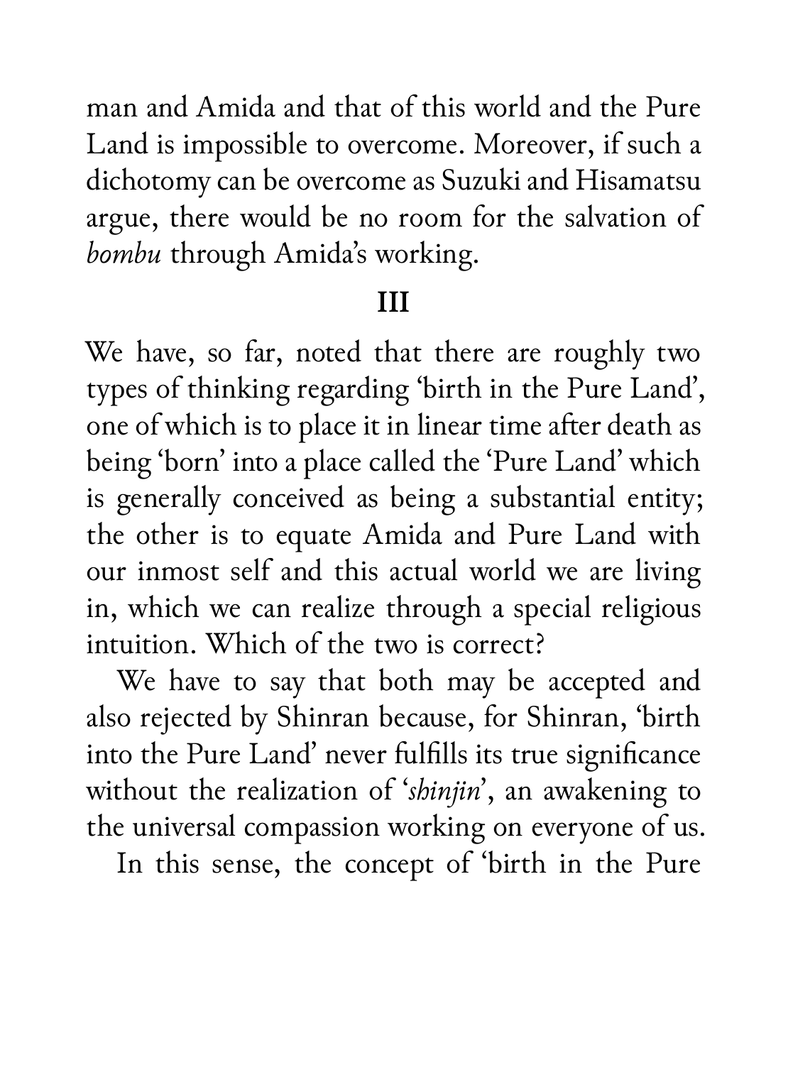man and Amida and that of this world and the Pure Land is impossible to overcome. Moreover, if such a dichotomy can be overcome as Suzuki and Hisamatsu argue, there would be no room for the salvation of *bombu* through Amida's working.

## III

We have, so far, noted that there are roughly two types of thinking regarding 'birth in the Pure Land', one of which is to place it in linear time after death as being 'born' into a place called the 'Pure Land' which is generally conceived as being a substantial entity; the other is to equate Amida and Pure Land with our inmost self and this actual world we are living in, which we can realize through a special religious intuition. Which of the two is correct?

We have to say that both may be accepted and also rejected by Shinran because, for Shinran, 'birth into the Pure Land' never fulfills its true significance without the realization of '*shinjin*', an awakening to the universal compassion working on everyone of us.

In this sense, the concept of 'birth in the Pure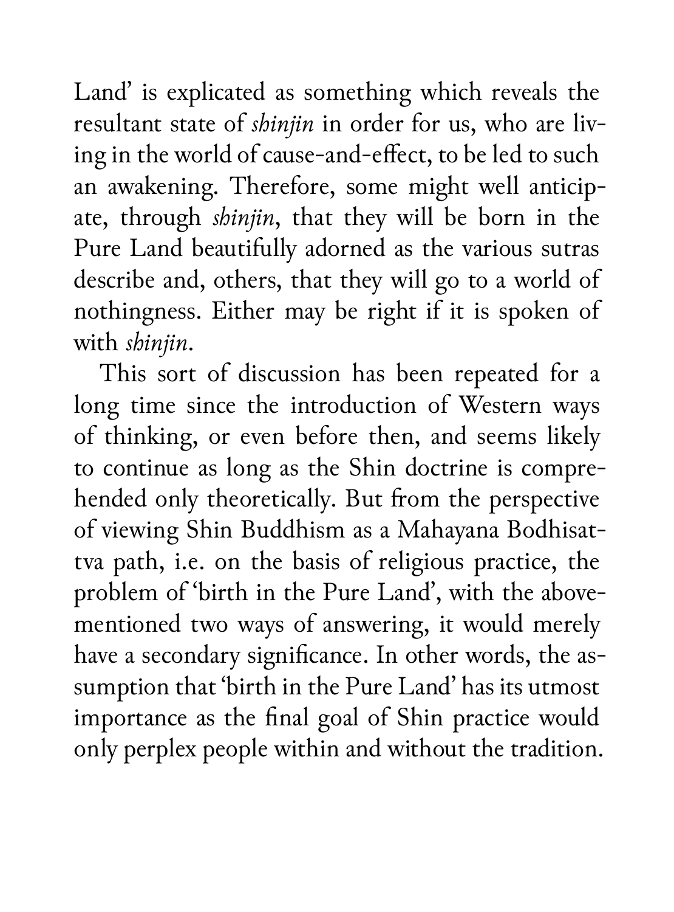Land' is explicated as something which reveals the resultant state of *shinjin* in order for us, who are living in the world of cause-and-effect, to be led to such an awakening. Therefore, some might well anticipate, through *shinjin*, that they will be born in the Pure Land beautifully adorned as the various sutras describe and, others, that they will go to a world of nothingness. Either may be right if it is spoken of with *shinjin*.

This sort of discussion has been repeated for a long time since the introduction of Western ways of thinking, or even before then, and seems likely to continue as long as the Shin doctrine is comprehended only theoretically. But from the perspective of viewing Shin Buddhism as a Mahayana Bodhisattva path, i.e. on the basis of religious practice, the problem of 'birth in the Pure Land', with the abovementioned two ways of answering, it would merely have a secondary significance. In other words, the assumption that 'birth in the Pure Land' has its utmost importance as the final goal of Shin practice would only perplex people within and without the tradition.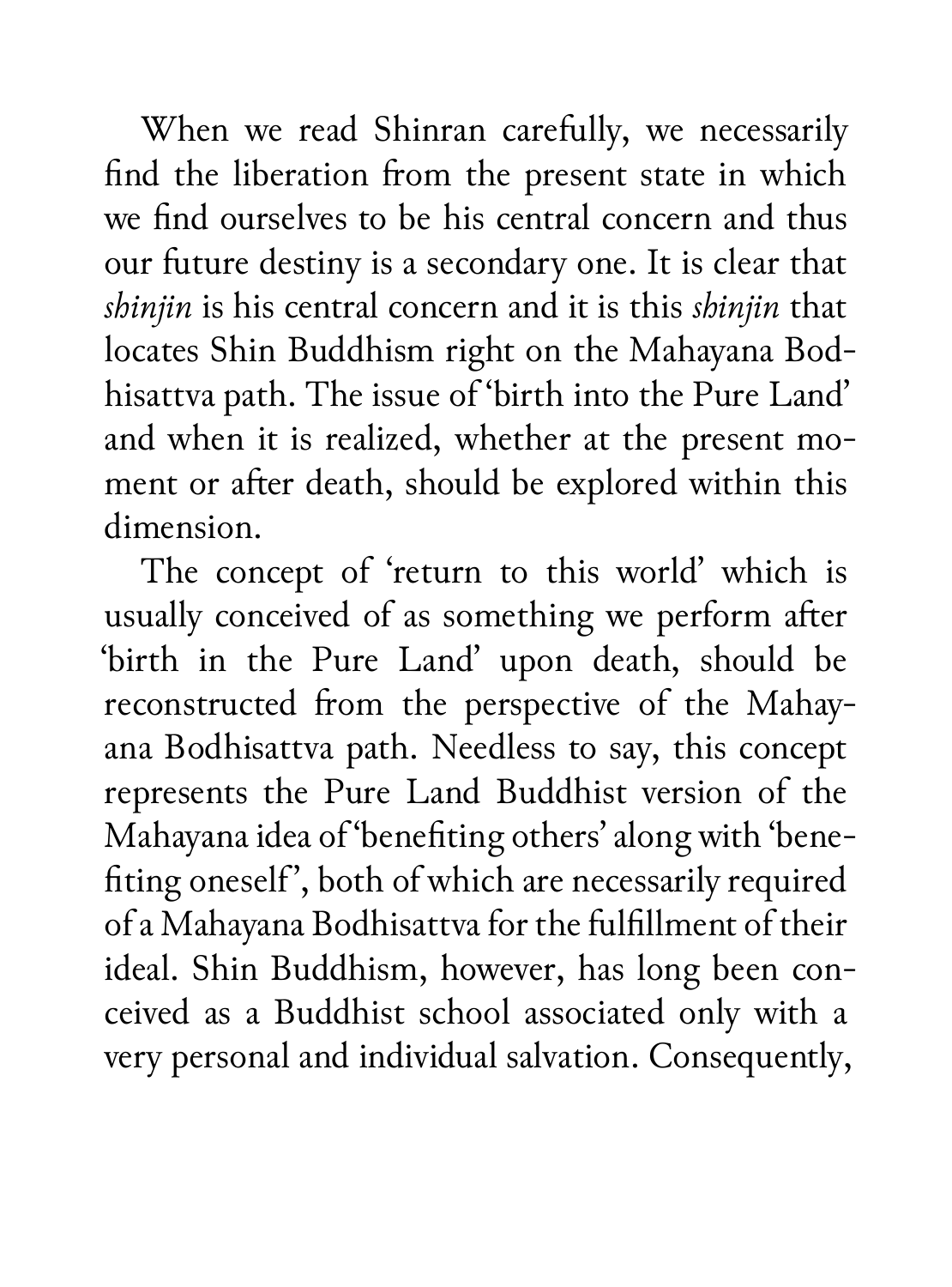When we read Shinran carefully, we necessarily find the liberation from the present state in which we find ourselves to be his central concern and thus our future destiny is a secondary one. It is clear that *shinjin* is his central concern and it is this *shinjin* that locates Shin Buddhism right on the Mahayana Bodhisattva path. The issue of 'birth into the Pure Land' and when it is realized, whether at the present moment or after death, should be explored within this dimension.

The concept of 'return to this world' which is usually conceived of as something we perform after 'birth in the Pure Land' upon death, should be reconstructed from the perspective of the Mahayana Bodhisattva path. Needless to say, this concept represents the Pure Land Buddhist version of the Mahayana idea of 'benefiting others' along with 'benefiting oneself', both of which are necessarily required of a Mahayana Bodhisattva for the fulfillment of their ideal. Shin Buddhism, however, has long been conceived as a Buddhist school associated only with a very personal and individual salvation. Consequently,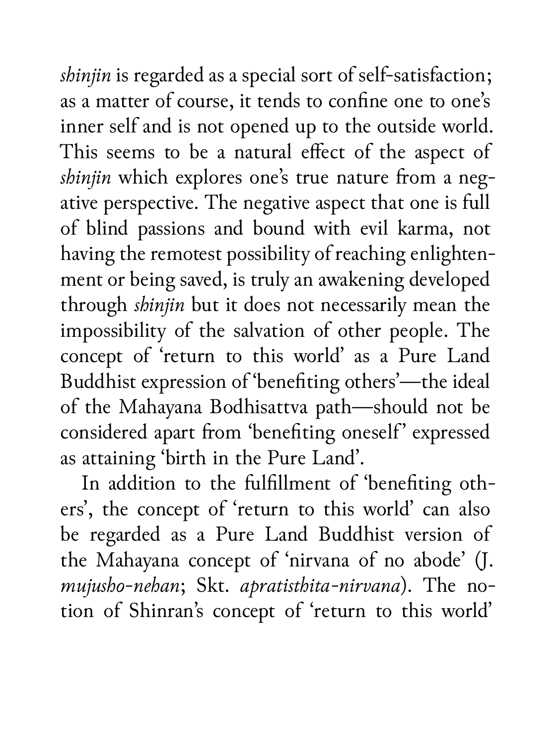*shinjin* is regarded as a special sort of self-satisfaction; as a matter of course, it tends to confine one to one's inner self and is not opened up to the outside world. This seems to be a natural effect of the aspect of *shinjin* which explores one's true nature from a negative perspective. The negative aspect that one is full of blind passions and bound with evil karma, not having the remotest possibility of reaching enlightenment or being saved, is truly an awakening developed through *shinjin* but it does not necessarily mean the impossibility of the salvation of other people. The concept of 'return to this world' as a Pure Land Buddhist expression of 'benefiting others'—the ideal of the Mahayana Bodhisattva path—should not be considered apart from 'benefiting oneself' expressed as attaining 'birth in the Pure Land'.

In addition to the fulfillment of 'benefiting others', the concept of 'return to this world' can also be regarded as a Pure Land Buddhist version of the Mahayana concept of 'nirvana of no abode' (J. *mujusho-nehan*; Skt. *apratisthita-nirvana*). The notion of Shinran's concept of 'return to this world'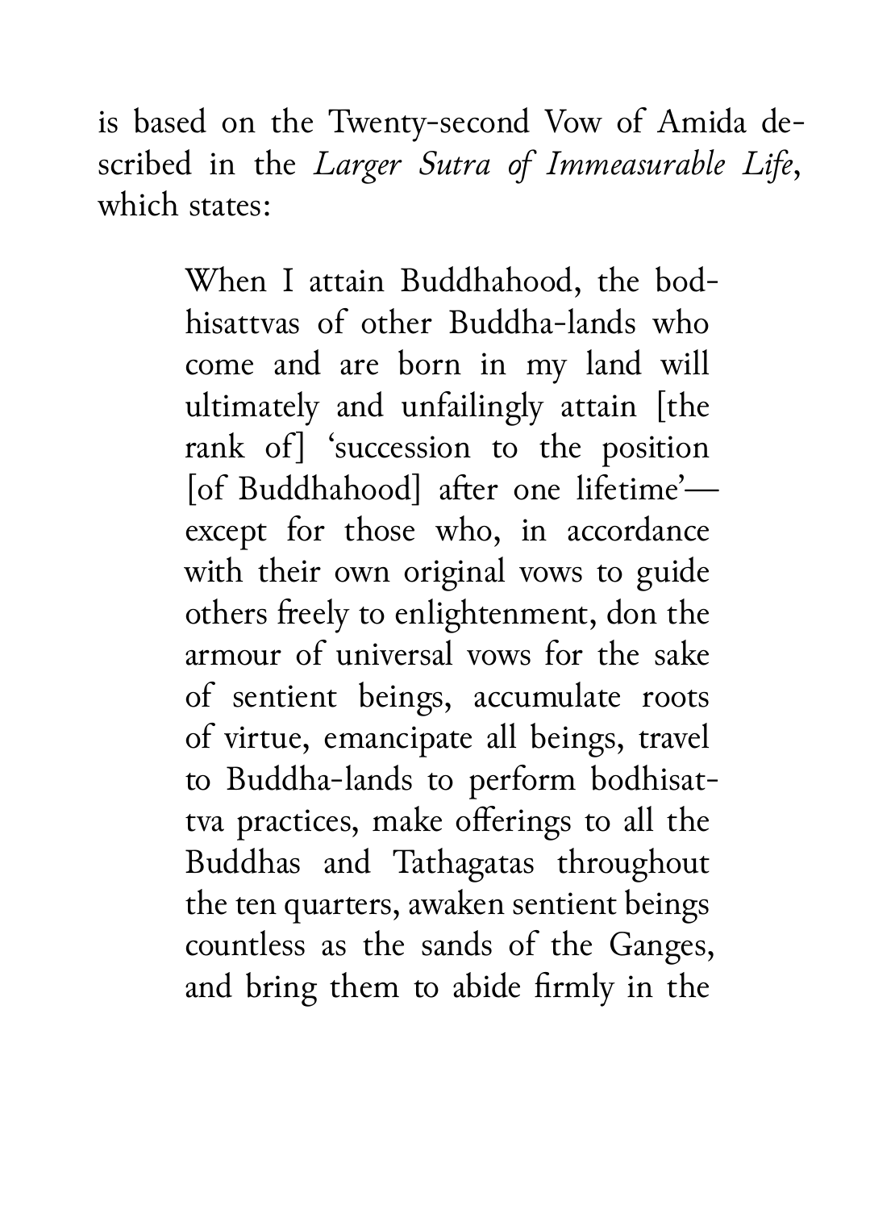is based on the Twenty-second Vow of Amida described in the *Larger Sutra of Immeasurable Life*, which states:

> When I attain Buddhahood, the bodhisattvas of other Buddha-lands who come and are born in my land will ultimately and unfailingly attain [the rank of] 'succession to the position [of Buddhahood] after one lifetime'—except for those who, in accordance with their own original vows to guide others freely to enlightenment, don the armour of universal vows for the sake of sentient beings, accumulate roots of virtue, emancipate all beings, travel to Buddha-lands to perform bodhisattva practices, make offerings to all the Buddhas and Tathagatas throughout the ten quarters, awaken sentient beings countless as the sands of the Ganges, and bring them to abide firmly in the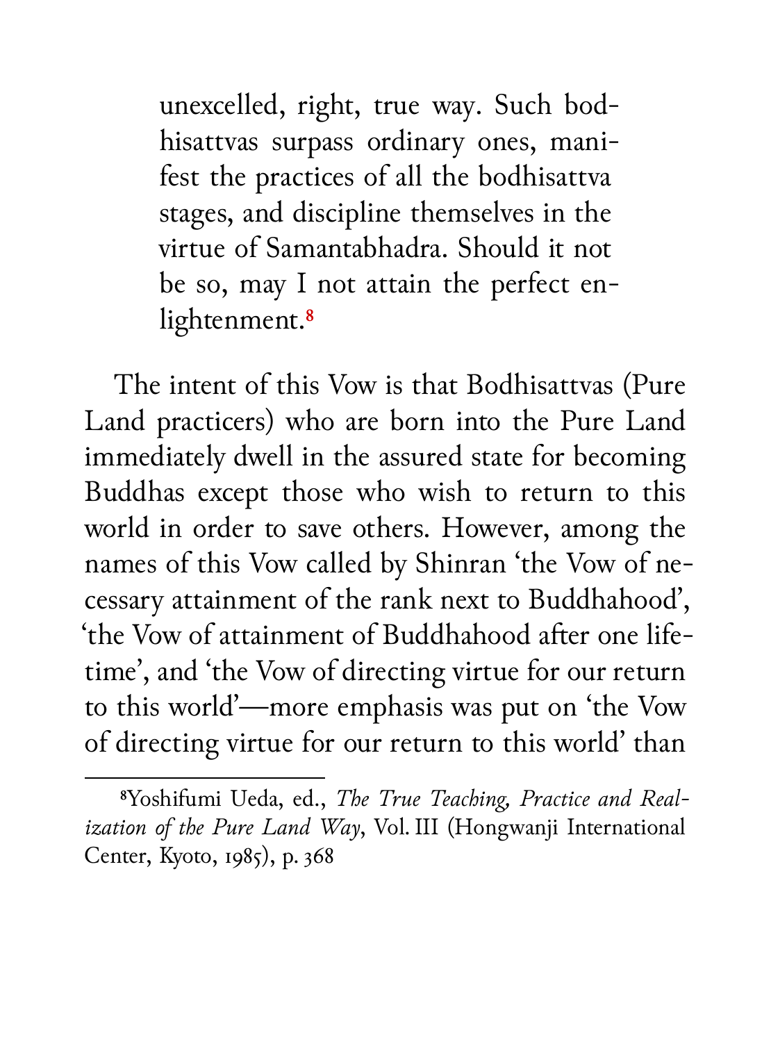> unexcelled, right, true way. Such bodhisattvas surpass ordinary ones, manifest the practices of all the bodhisattva stages, and discipline themselves in the virtue of Samantabhadra. Should it not be so, may I not attain the perfect enlightenment.[8]

The intent of this Vow is that Bodhisattvas (Pure Land practicers) who are born into the Pure Land immediately dwell in the assured state for becoming Buddhas except those who wish to return to this world in order to save others. However, among the names of this Vow called by Shinran 'the Vow of necessary attainment of the rank next to Buddhahood', 'the Vow of attainment of Buddhahood after one lifetime', and 'the Vow of directing virtue for our return to this world'—more emphasis was put on 'the Vow of directing virtue for our return to this world' than

---

[8] Yoshifumi Ueda, ed., *The True Teaching, Practice and Realization of the Pure Land Way*, Vol. III (Hongwanji International Center, Kyoto, 1985), p. 368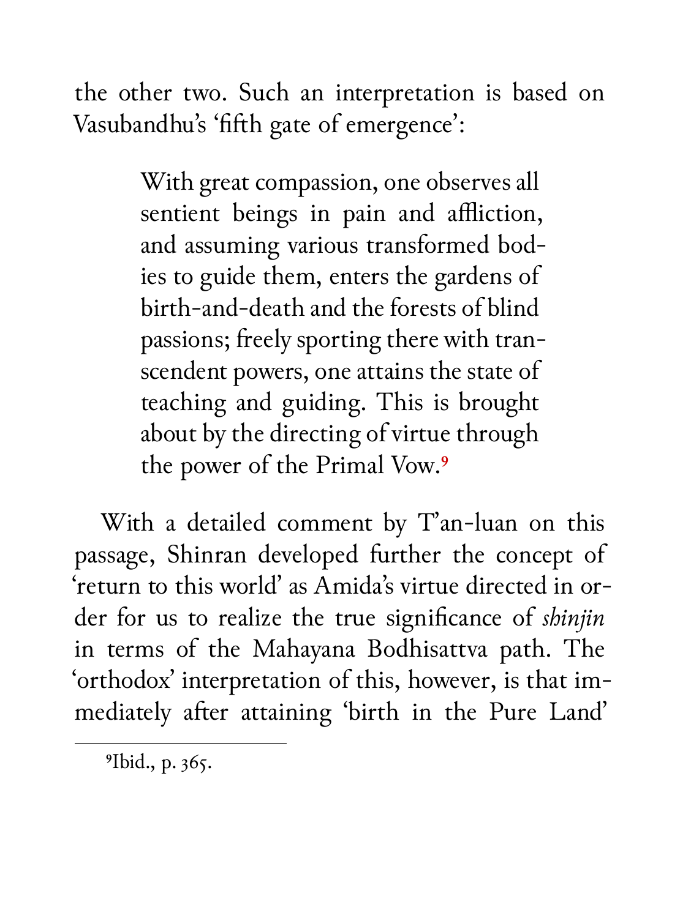the other two. Such an interpretation is based on Vasubandhu's 'fifth gate of emergence':

> With great compassion, one observes all sentient beings in pain and affliction, and assuming various transformed bodies to guide them, enters the gardens of birth-and-death and the forests of blind passions; freely sporting there with transcendent powers, one attains the state of teaching and guiding. This is brought about by the directing of virtue through the power of the Primal Vow.[9]

With a detailed comment by T'an-luan on this passage, Shinran developed further the concept of 'return to this world' as Amida's virtue directed in order for us to realize the true significance of *shinjin* in terms of the Mahayana Bodhisattva path. The 'orthodox' interpretation of this, however, is that immediately after attaining 'birth in the Pure Land'

---

[9] Ibid., p. 365.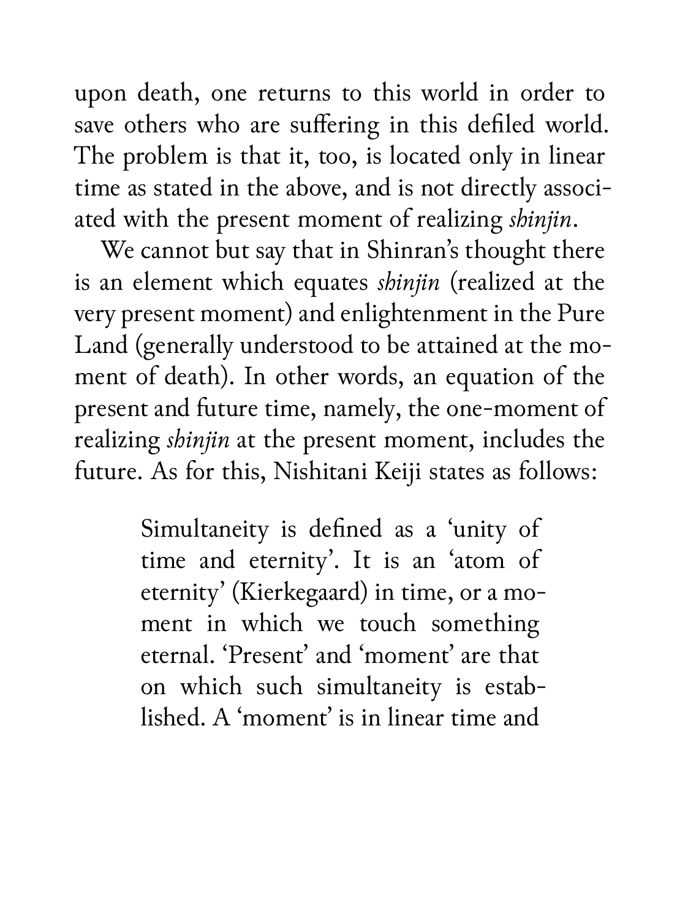upon death, one returns to this world in order to save others who are suffering in this defiled world. The problem is that it, too, is located only in linear time as stated in the above, and is not directly associated with the present moment of realizing *shinjin*.

We cannot but say that in Shinran's thought there is an element which equates *shinjin* (realized at the very present moment) and enlightenment in the Pure Land (generally understood to be attained at the moment of death). In other words, an equation of the present and future time, namely, the one-moment of realizing *shinjin* at the present moment, includes the future. As for this, Nishitani Keiji states as follows:

> Simultaneity is defined as a 'unity of time and eternity'. It is an 'atom of eternity' (Kierkegaard) in time, or a moment in which we touch something eternal. 'Present' and 'moment' are that on which such simultaneity is established. A 'moment' is in linear time and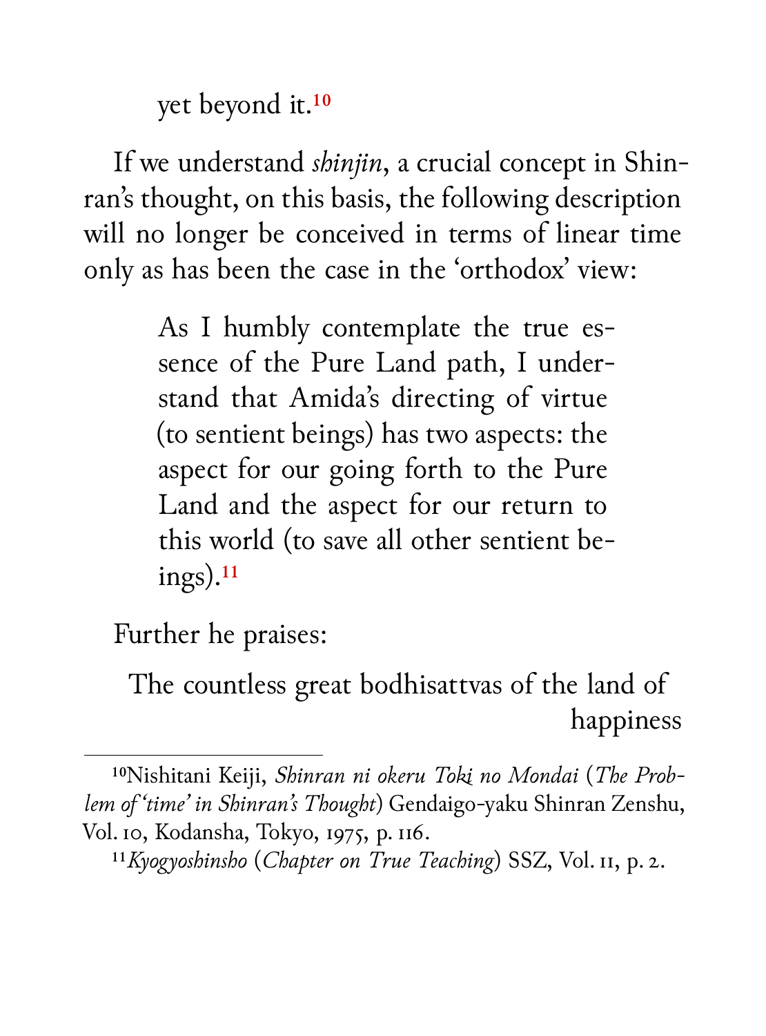yet beyond it.[10]

If we understand *shinjin*, a crucial concept in Shinran's thought, on this basis, the following description will no longer be conceived in terms of linear time only as has been the case in the 'orthodox' view:

> As I humbly contemplate the true essence of the Pure Land path, I understand that Amida's directing of virtue (to sentient beings) has two aspects: the aspect for our going forth to the Pure Land and the aspect for our return to this world (to save all other sentient beings).[11]

Further he praises:

> The countless great bodhisattvas of the land of happiness

---

[10] Nishitani Keiji, *Shinran ni okeru Toki no Mondai* (*The Problem of 'time' in Shinran's Thought*) Gendaigo-yaku Shinran Zenshu, Vol. 10, Kodansha, Tokyo, 1975, p. 116.

[11] *Kyogyoshinsho* (*Chapter on True Teaching*) SSZ, Vol. 11, p. 2.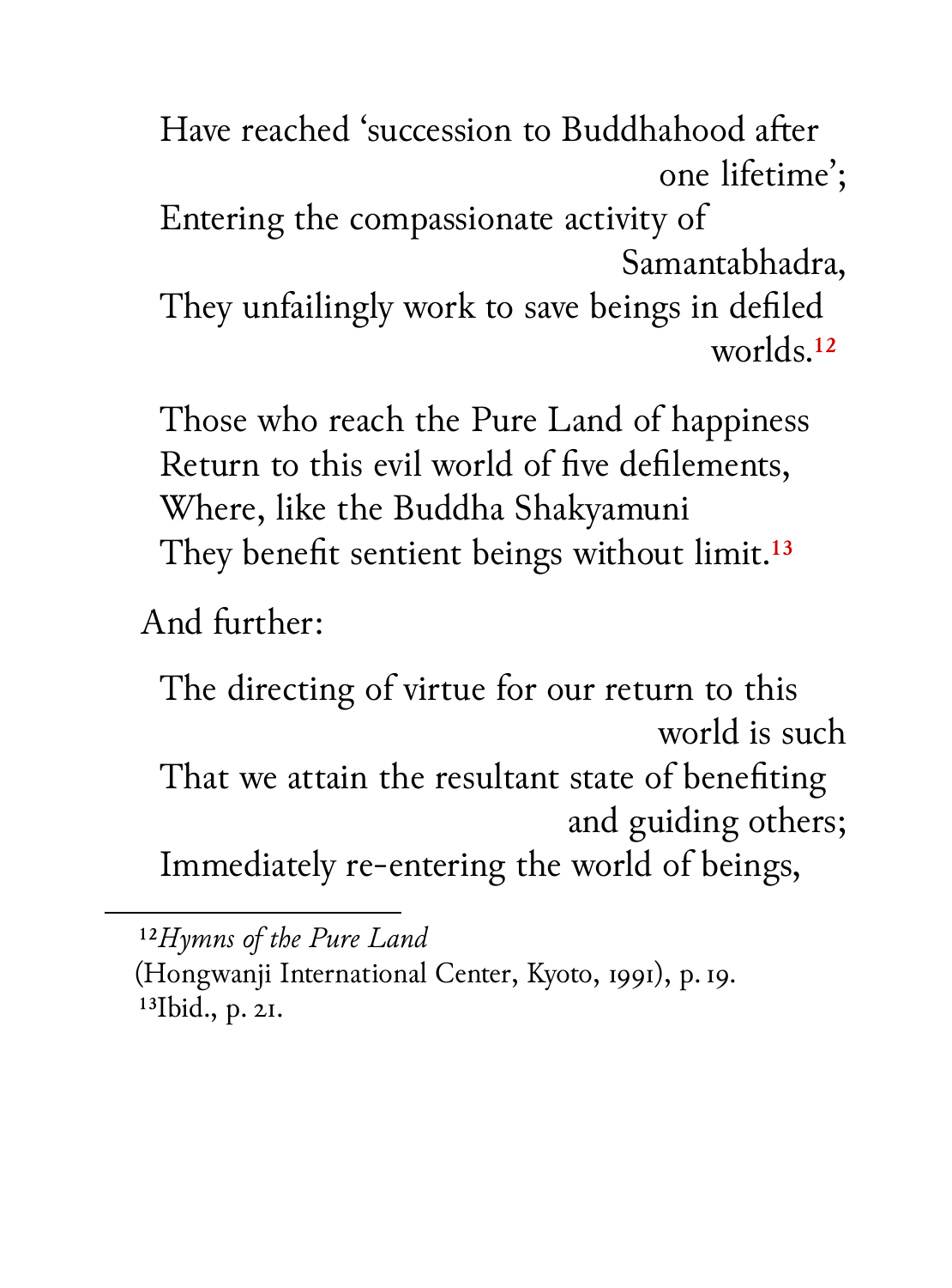> Have reached 'succession to Buddhahood after one lifetime';
> Entering the compassionate activity of Samantabhadra,
> They unfailingly work to save beings in defiled worlds.[12]

> Those who reach the Pure Land of happiness
> Return to this evil world of five defilements,
> Where, like the Buddha Shakyamuni
> They benefit sentient beings without limit.[13]

And further:

> The directing of virtue for our return to this world is such
> That we attain the resultant state of benefiting and guiding others;
> Immediately re-entering the world of beings,

---

[12] *Hymns of the Pure Land* (Hongwanji International Center, Kyoto, 1991), p. 19.
[13] Ibid., p. 21.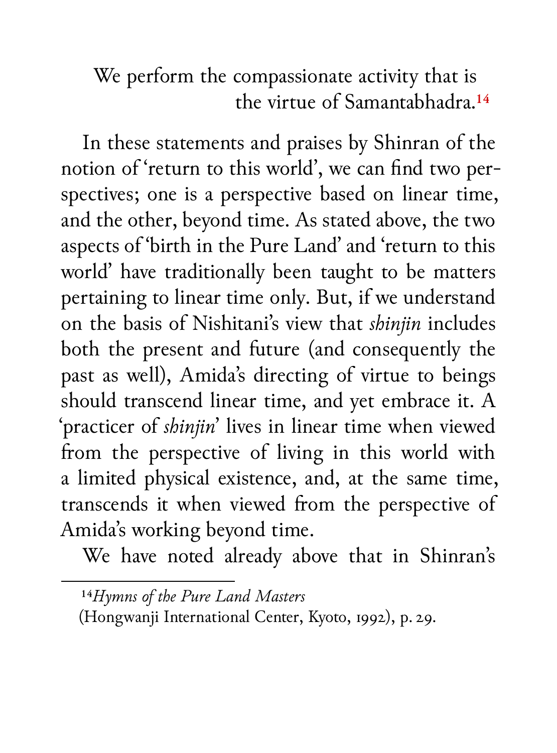We perform the compassionate activity that is
the virtue of Samantabhadra.[14]

In these statements and praises by Shinran of the notion of 'return to this world', we can find two perspectives; one is a perspective based on linear time, and the other, beyond time. As stated above, the two aspects of 'birth in the Pure Land' and 'return to this world' have traditionally been taught to be matters pertaining to linear time only. But, if we understand on the basis of Nishitani's view that *shinjin* includes both the present and future (and consequently the past as well), Amida's directing of virtue to beings should transcend linear time, and yet embrace it. A 'practicer of *shinjin*' lives in linear time when viewed from the perspective of living in this world with a limited physical existence, and, at the same time, transcends it when viewed from the perspective of Amida's working beyond time.

We have noted already above that in Shinran's

---

[14] *Hymns of the Pure Land Masters* (Hongwanji International Center, Kyoto, 1992), p. 29.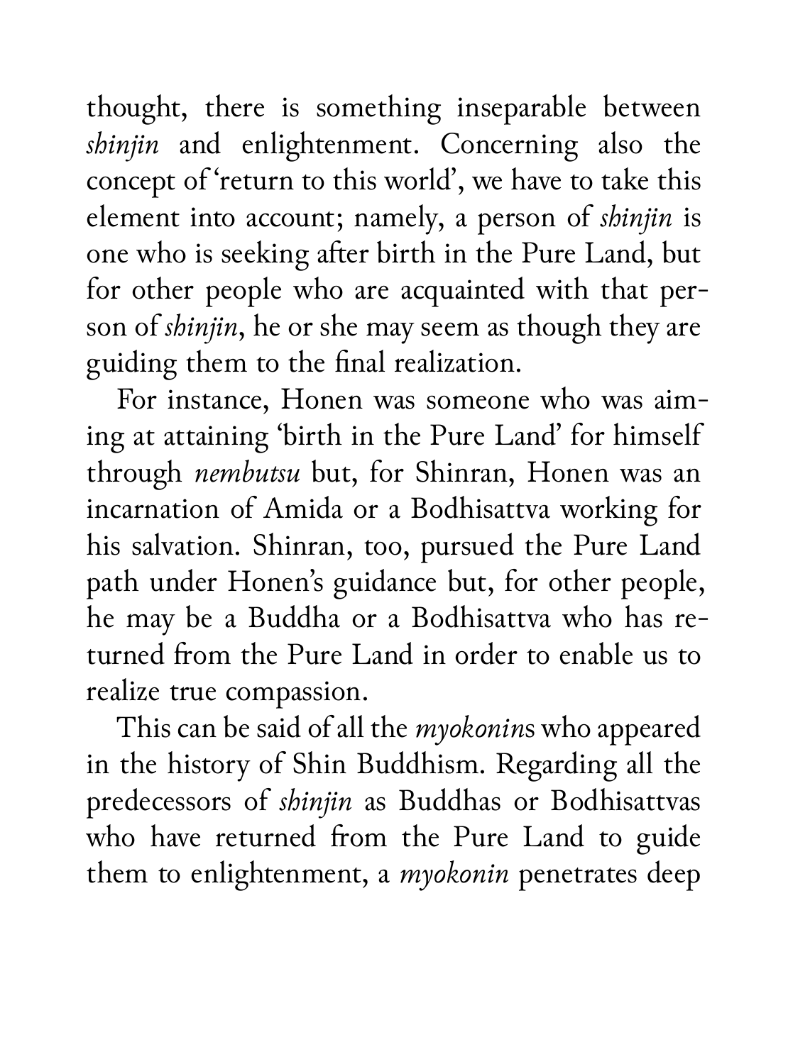thought, there is something inseparable between *shinjin* and enlightenment. Concerning also the concept of 'return to this world', we have to take this element into account; namely, a person of *shinjin* is one who is seeking after birth in the Pure Land, but for other people who are acquainted with that person of *shinjin*, he or she may seem as though they are guiding them to the final realization.

For instance, Honen was someone who was aiming at attaining 'birth in the Pure Land' for himself through *nembutsu* but, for Shinran, Honen was an incarnation of Amida or a Bodhisattva working for his salvation. Shinran, too, pursued the Pure Land path under Honen's guidance but, for other people, he may be a Buddha or a Bodhisattva who has returned from the Pure Land in order to enable us to realize true compassion.

This can be said of all the *myokonin*s who appeared in the history of Shin Buddhism. Regarding all the predecessors of *shinjin* as Buddhas or Bodhisattvas who have returned from the Pure Land to guide them to enlightenment, a *myokonin* penetrates deep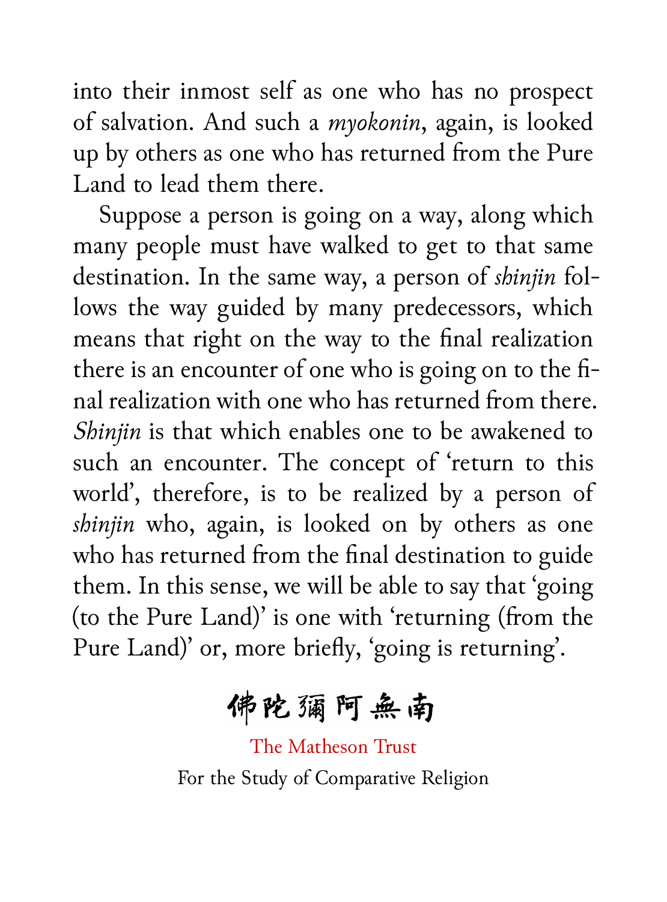into their inmost self as one who has no prospect of salvation. And such a *myokonin*, again, is looked up by others as one who has returned from the Pure Land to lead them there.

Suppose a person is going on a way, along which many people must have walked to get to that same destination. In the same way, a person of *shinjin* follows the way guided by many predecessors, which means that right on the way to the final realization there is an encounter of one who is going on to the final realization with one who has returned from there. *Shinjin* is that which enables one to be awakened to such an encounter. The concept of 'return to this world', therefore, is to be realized by a person of *shinjin* who, again, is looked on by others as one who has returned from the final destination to guide them. In this sense, we will be able to say that 'going (to the Pure Land)' is one with 'returning (from the Pure Land)' or, more briefly, 'going is returning'.

佛陀彌阿無南

The Matheson Trust

For the Study of Comparative Religion